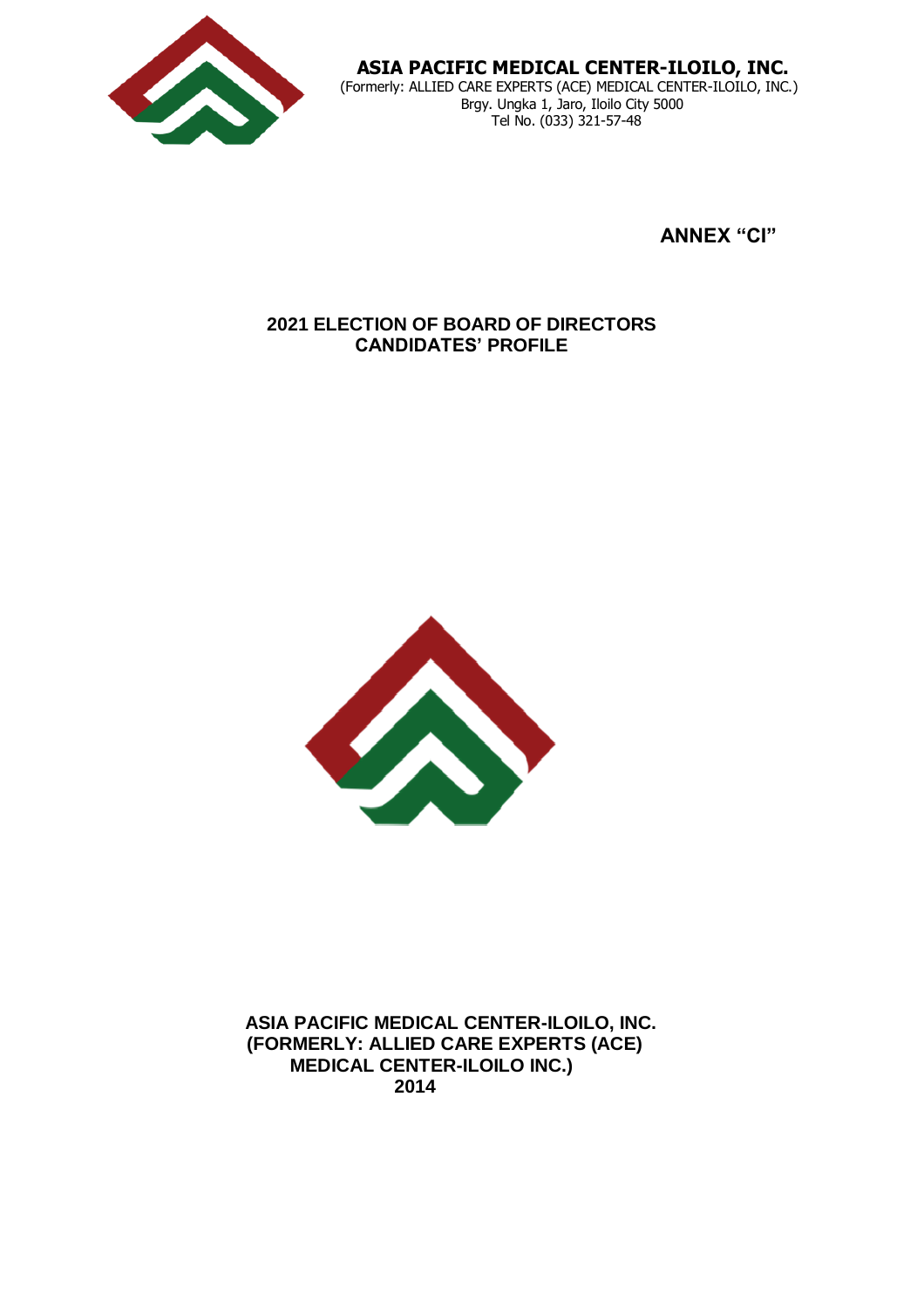**ASIA PACIFIC MEDICAL CENTER-ILOILO, INC.**
(Formerly: ALLIED CARE EXPERTS (ACE) MEDICAL CENTER-ILOILO, INC.)
Brgy. Ungka 1, Jaro, Iloilo City 5000
Tel No. (033) 321-57-48

**ANNEX "CI"**

# 2021 ELECTION OF BOARD OF DIRECTORS CANDIDATES' PROFILE

**ASIA PACIFIC MEDICAL CENTER-ILOILO, INC.**
**(FORMERLY: ALLIED CARE EXPERTS (ACE) MEDICAL CENTER-ILOILO INC.)**
**2014**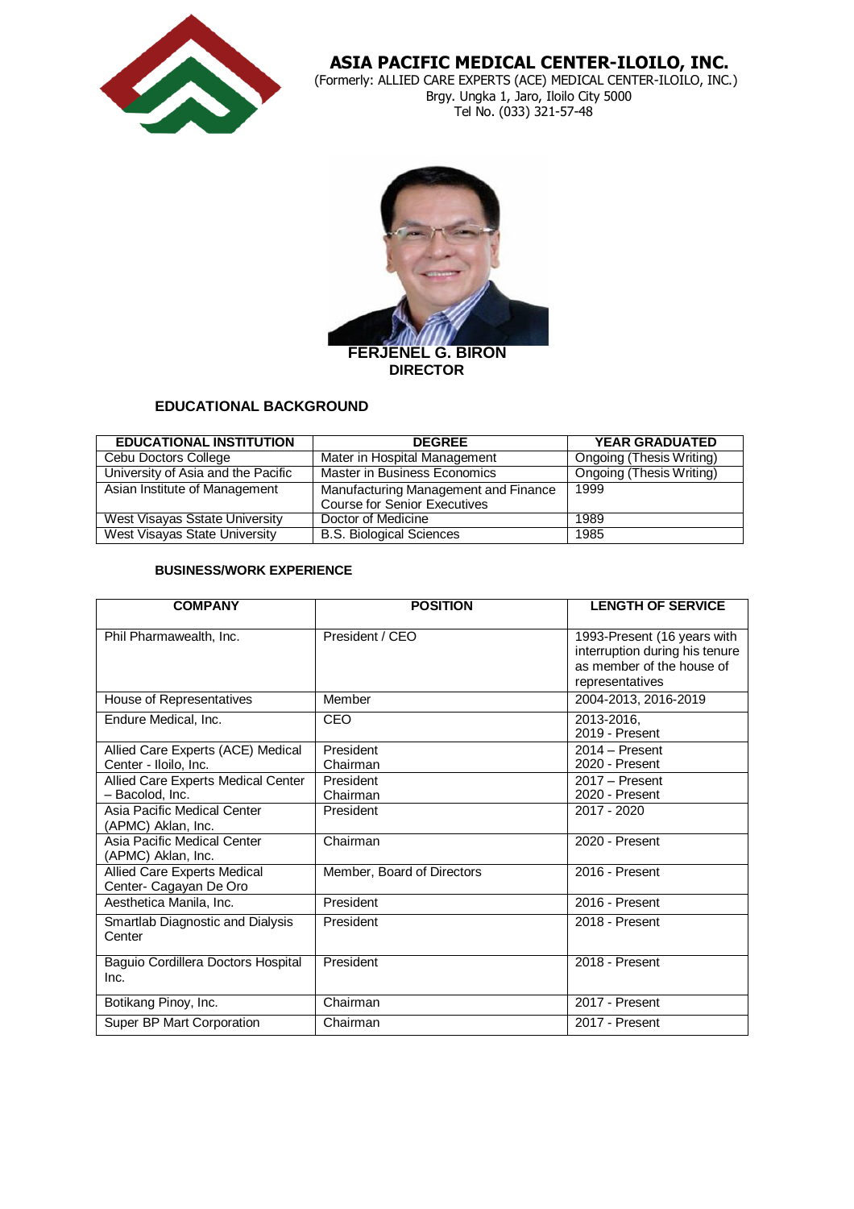# ASIA PACIFIC MEDICAL CENTER-ILOILO, INC.

(Formerly: ALLIED CARE EXPERTS (ACE) MEDICAL CENTER-ILOILO, INC.)
Brgy. Ungka 1, Jaro, Iloilo City 5000
Tel No. (033) 321-57-48

**FERJENEL G. BIRON**
**DIRECTOR**

### EDUCATIONAL BACKGROUND

| EDUCATIONAL INSTITUTION | DEGREE | YEAR GRADUATED |
|---|---|---|
| Cebu Doctors College | Mater in Hospital Management | Ongoing (Thesis Writing) |
| University of Asia and the Pacific | Master in Business Economics | Ongoing (Thesis Writing) |
| Asian Institute of Management | Manufacturing Management and Finance Course for Senior Executives | 1999 |
| West Visayas Sstate University | Doctor of Medicine | 1989 |
| West Visayas State University | B.S. Biological Sciences | 1985 |

### BUSINESS/WORK EXPERIENCE

| COMPANY | POSITION | LENGTH OF SERVICE |
|---|---|---|
| Phil Pharmawealth, Inc. | President / CEO | 1993-Present (16 years with interruption during his tenure as member of the house of representatives |
| House of Representatives | Member | 2004-2013, 2016-2019 |
| Endure Medical, Inc. | CEO | 2013-2016,<br>2019 - Present |
| Allied Care Experts (ACE) Medical Center - Iloilo, Inc. | President<br>Chairman | 2014 – Present<br>2020 - Present |
| Allied Care Experts Medical Center – Bacolod, Inc. | President<br>Chairman | 2017 – Present<br>2020 - Present |
| Asia Pacific Medical Center (APMC) Aklan, Inc. | President | 2017 - 2020 |
| Asia Pacific Medical Center (APMC) Aklan, Inc. | Chairman | 2020 - Present |
| Allied Care Experts Medical Center- Cagayan De Oro | Member, Board of Directors | 2016 - Present |
| Aesthetica Manila, Inc. | President | 2016 - Present |
| Smartlab Diagnostic and Dialysis Center | President | 2018 - Present |
| Baguio Cordillera Doctors Hospital Inc. | President | 2018 - Present |
| Botikang Pinoy, Inc. | Chairman | 2017 - Present |
| Super BP Mart Corporation | Chairman | 2017 - Present |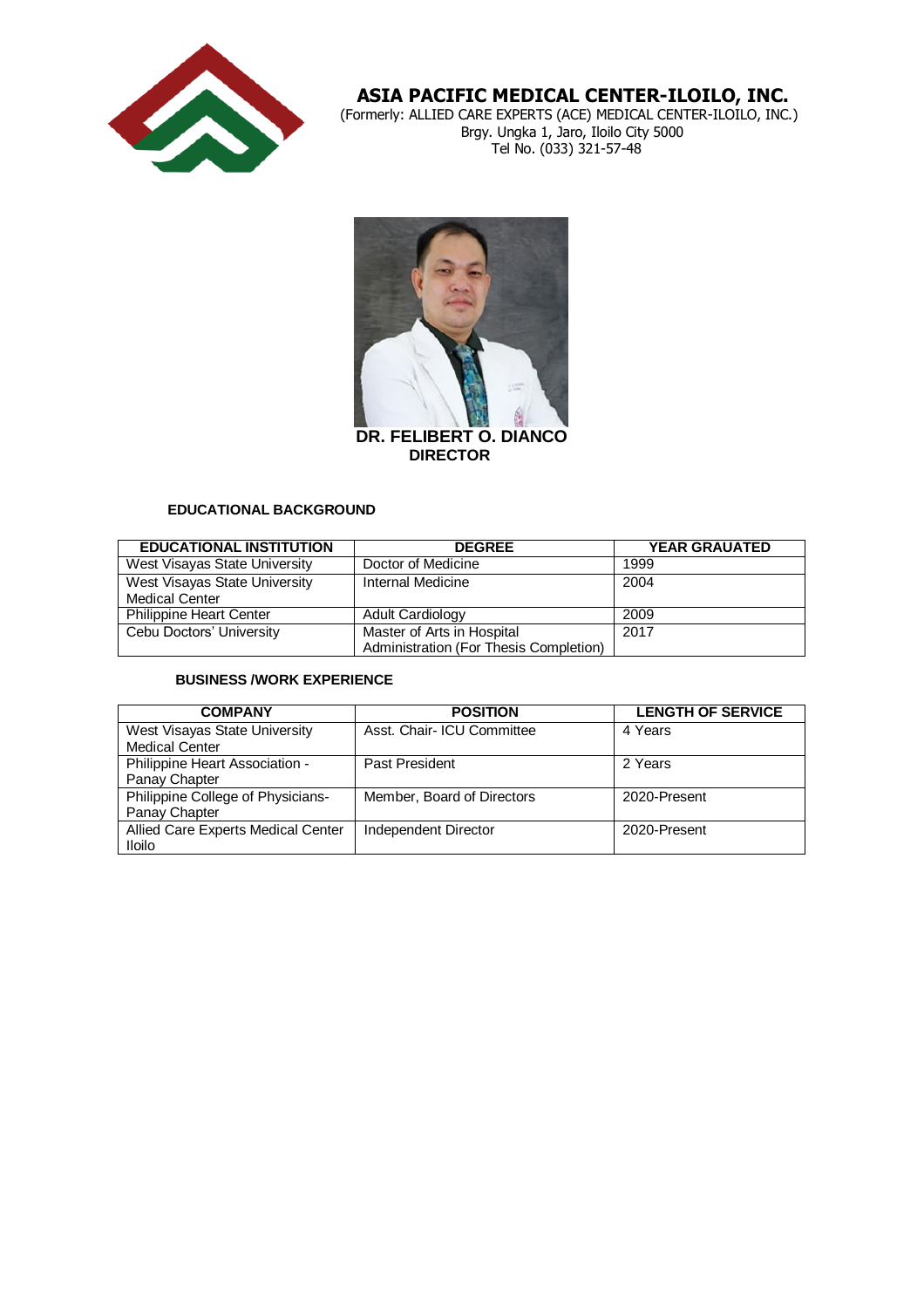# ASIA PACIFIC MEDICAL CENTER-ILOILO, INC.

(Formerly: ALLIED CARE EXPERTS (ACE) MEDICAL CENTER-ILOILO, INC.)
Brgy. Ungka 1, Jaro, Iloilo City 5000
Tel No. (033) 321-57-48

**DR. FELIBERT O. DIANCO**
**DIRECTOR**

### EDUCATIONAL BACKGROUND

| EDUCATIONAL INSTITUTION | DEGREE | YEAR GRAUATED |
|---|---|---|
| West Visayas State University | Doctor of Medicine | 1999 |
| West Visayas State University Medical Center | Internal Medicine | 2004 |
| Philippine Heart Center | Adult Cardiology | 2009 |
| Cebu Doctors' University | Master of Arts in Hospital Administration (For Thesis Completion) | 2017 |

### BUSINESS /WORK EXPERIENCE

| COMPANY | POSITION | LENGTH OF SERVICE |
|---|---|---|
| West Visayas State University Medical Center | Asst. Chair- ICU Committee | 4 Years |
| Philippine Heart Association - Panay Chapter | Past President | 2 Years |
| Philippine College of Physicians-Panay Chapter | Member, Board of Directors | 2020-Present |
| Allied Care Experts Medical Center Iloilo | Independent Director | 2020-Present |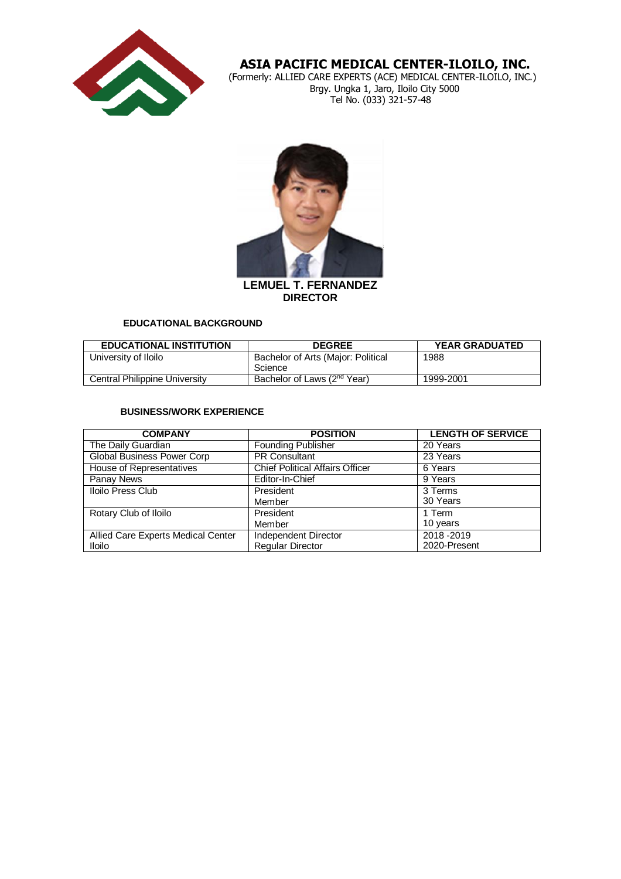# ASIA PACIFIC MEDICAL CENTER-ILOILO, INC.

(Formerly: ALLIED CARE EXPERTS (ACE) MEDICAL CENTER-ILOILO, INC.)
Brgy. Ungka 1, Jaro, Iloilo City 5000
Tel No. (033) 321-57-48

**LEMUEL T. FERNANDEZ**
**DIRECTOR**

### EDUCATIONAL BACKGROUND

| EDUCATIONAL INSTITUTION | DEGREE | YEAR GRADUATED |
|---|---|---|
| University of Iloilo | Bachelor of Arts (Major: Political Science | 1988 |
| Central Philippine University | Bachelor of Laws (2nd Year) | 1999-2001 |

### BUSINESS/WORK EXPERIENCE

| COMPANY | POSITION | LENGTH OF SERVICE |
|---|---|---|
| The Daily Guardian | Founding Publisher | 20 Years |
| Global Business Power Corp | PR Consultant | 23 Years |
| House of Representatives | Chief Political Affairs Officer | 6 Years |
| Panay News | Editor-In-Chief | 9 Years |
| Iloilo Press Club | President<br>Member | 3 Terms<br>30 Years |
| Rotary Club of Iloilo | President<br>Member | 1 Term<br>10 years |
| Allied Care Experts Medical Center Iloilo | Independent Director<br>Regular Director | 2018 -2019<br>2020-Present |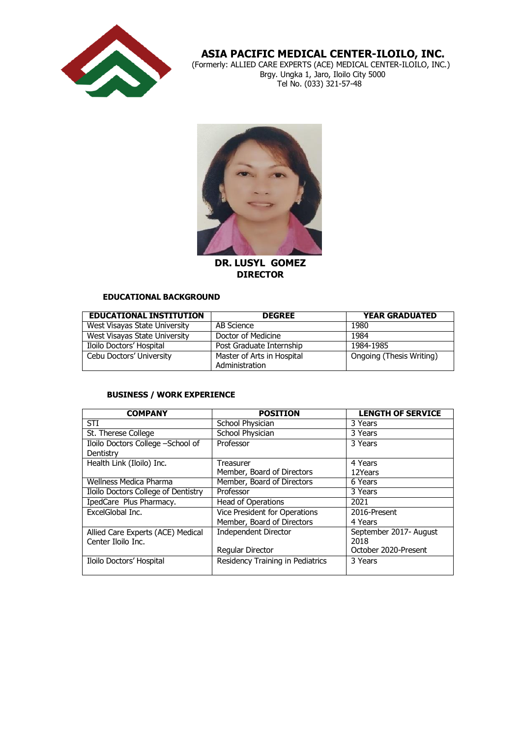# ASIA PACIFIC MEDICAL CENTER-ILOILO, INC.

(Formerly: ALLIED CARE EXPERTS (ACE) MEDICAL CENTER-ILOILO, INC.)
Brgy. Ungka 1, Jaro, Iloilo City 5000
Tel No. (033) 321-57-48

**DR. LUSYL GOMEZ**
**DIRECTOR**

## EDUCATIONAL BACKGROUND

| EDUCATIONAL INSTITUTION | DEGREE | YEAR GRADUATED |
|---|---|---|
| West Visayas State University | AB Science | 1980 |
| West Visayas State University | Doctor of Medicine | 1984 |
| Iloilo Doctors' Hospital | Post Graduate Internship | 1984-1985 |
| Cebu Doctors' University | Master of Arts in Hospital Administration | Ongoing (Thesis Writing) |

## BUSINESS / WORK EXPERIENCE

| COMPANY | POSITION | LENGTH OF SERVICE |
|---|---|---|
| STI | School Physician | 3 Years |
| St. Therese College | School Physician | 3 Years |
| Iloilo Doctors College –School of Dentistry | Professor | 3 Years |
| Health Link (Iloilo) Inc. | Treasurer<br>Member, Board of Directors | 4 Years<br>12Years |
| Wellness Medica Pharma | Member, Board of Directors | 6 Years |
| Iloilo Doctors College of Dentistry | Professor | 3 Years |
| IpedCare Plus Pharmacy. | Head of Operations | 2021 |
| ExcelGlobal Inc. | Vice President for Operations<br>Member, Board of Directors | 2016-Present<br>4 Years |
| Allied Care Experts (ACE) Medical Center Iloilo Inc. | Independent Director<br><br>Regular Director | September 2017- August 2018<br>October 2020-Present |
| Iloilo Doctors' Hospital | Residency Training in Pediatrics | 3 Years |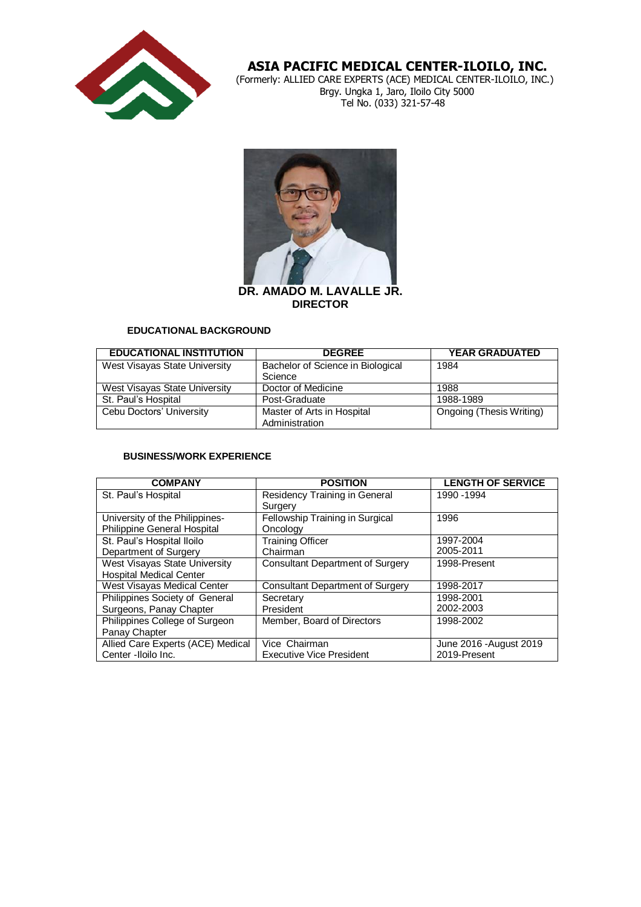# ASIA PACIFIC MEDICAL CENTER-ILOILO, INC.

(Formerly: ALLIED CARE EXPERTS (ACE) MEDICAL CENTER-ILOILO, INC.)
Brgy. Ungka 1, Jaro, Iloilo City 5000
Tel No. (033) 321-57-48

**DR. AMADO M. LAVALLE JR.**
**DIRECTOR**

### EDUCATIONAL BACKGROUND

| EDUCATIONAL INSTITUTION | DEGREE | YEAR GRADUATED |
|---|---|---|
| West Visayas State University | Bachelor of Science in Biological Science | 1984 |
| West Visayas State University | Doctor of Medicine | 1988 |
| St. Paul's Hospital | Post-Graduate | 1988-1989 |
| Cebu Doctors' University | Master of Arts in Hospital Administration | Ongoing (Thesis Writing) |

### BUSINESS/WORK EXPERIENCE

| COMPANY | POSITION | LENGTH OF SERVICE |
|---|---|---|
| St. Paul's Hospital | Residency Training in General Surgery | 1990 -1994 |
| University of the Philippines-Philippine General Hospital | Fellowship Training in Surgical Oncology | 1996 |
| St. Paul's Hospital Iloilo Department of Surgery | Training Officer<br>Chairman | 1997-2004<br>2005-2011 |
| West Visayas State University Hospital Medical Center | Consultant Department of Surgery | 1998-Present |
| West Visayas Medical Center | Consultant Department of Surgery | 1998-2017 |
| Philippines Society of General Surgeons, Panay Chapter | Secretary<br>President | 1998-2001<br>2002-2003 |
| Philippines College of Surgeon Panay Chapter | Member, Board of Directors | 1998-2002 |
| Allied Care Experts (ACE) Medical Center -Iloilo Inc. | Vice Chairman<br>Executive Vice President | June 2016 -August 2019<br>2019-Present |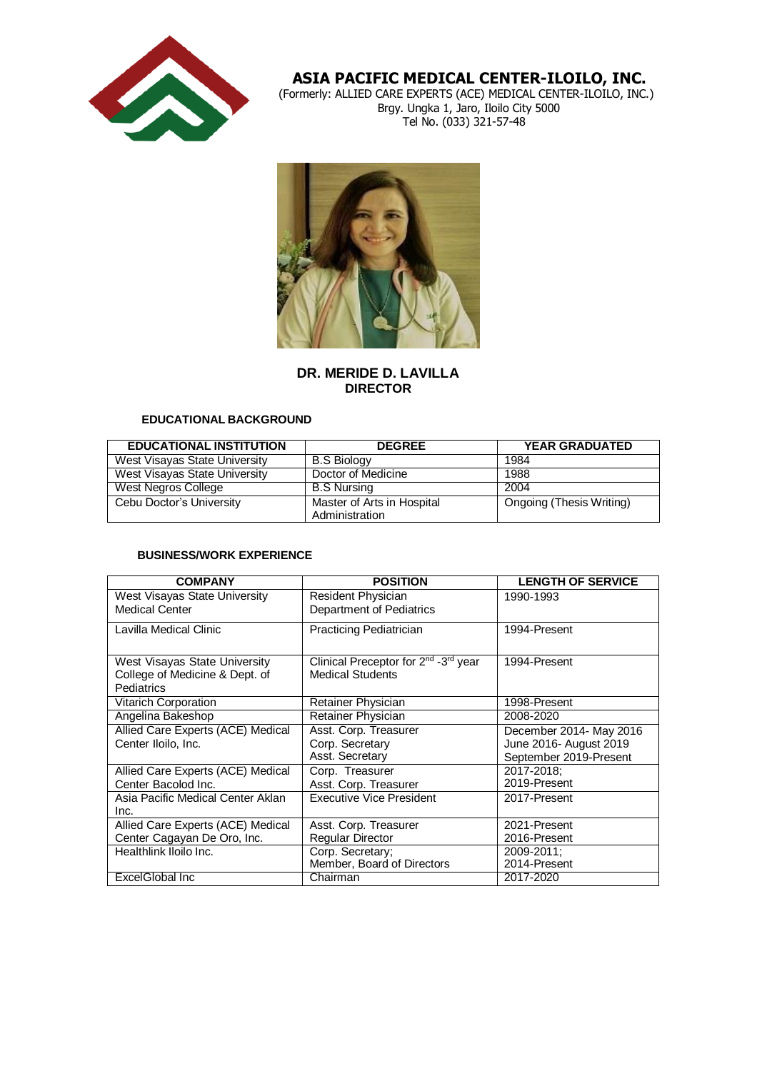# ASIA PACIFIC MEDICAL CENTER-ILOILO, INC.

(Formerly: ALLIED CARE EXPERTS (ACE) MEDICAL CENTER-ILOILO, INC.)
Brgy. Ungka 1, Jaro, Iloilo City 5000
Tel No. (033) 321-57-48

**DR. MERIDE D. LAVILLA**
**DIRECTOR**

### EDUCATIONAL BACKGROUND

| EDUCATIONAL INSTITUTION | DEGREE | YEAR GRADUATED |
|---|---|---|
| West Visayas State University | B.S Biology | 1984 |
| West Visayas State University | Doctor of Medicine | 1988 |
| West Negros College | B.S Nursing | 2004 |
| Cebu Doctor's University | Master of Arts in Hospital Administration | Ongoing (Thesis Writing) |

### BUSINESS/WORK EXPERIENCE

| COMPANY | POSITION | LENGTH OF SERVICE |
|---|---|---|
| West Visayas State University Medical Center | Resident Physician Department of Pediatrics | 1990-1993 |
| Lavilla Medical Clinic | Practicing Pediatrician | 1994-Present |
| West Visayas State University College of Medicine & Dept. of Pediatrics | Clinical Preceptor for 2nd -3rd year Medical Students | 1994-Present |
| Vitarich Corporation | Retainer Physician | 1998-Present |
| Angelina Bakeshop | Retainer Physician | 2008-2020 |
| Allied Care Experts (ACE) Medical Center Iloilo, Inc. | Asst. Corp. Treasurer<br>Corp. Secretary<br>Asst. Secretary | December 2014- May 2016<br>June 2016- August 2019<br>September 2019-Present |
| Allied Care Experts (ACE) Medical Center Bacolod Inc. | Corp. Treasurer<br>Asst. Corp. Treasurer | 2017-2018;<br>2019-Present |
| Asia Pacific Medical Center Aklan Inc. | Executive Vice President | 2017-Present |
| Allied Care Experts (ACE) Medical Center Cagayan De Oro, Inc. | Asst. Corp. Treasurer<br>Regular Director | 2021-Present<br>2016-Present |
| Healthlink Iloilo Inc. | Corp. Secretary;<br>Member, Board of Directors | 2009-2011;<br>2014-Present |
| ExcelGlobal Inc | Chairman | 2017-2020 |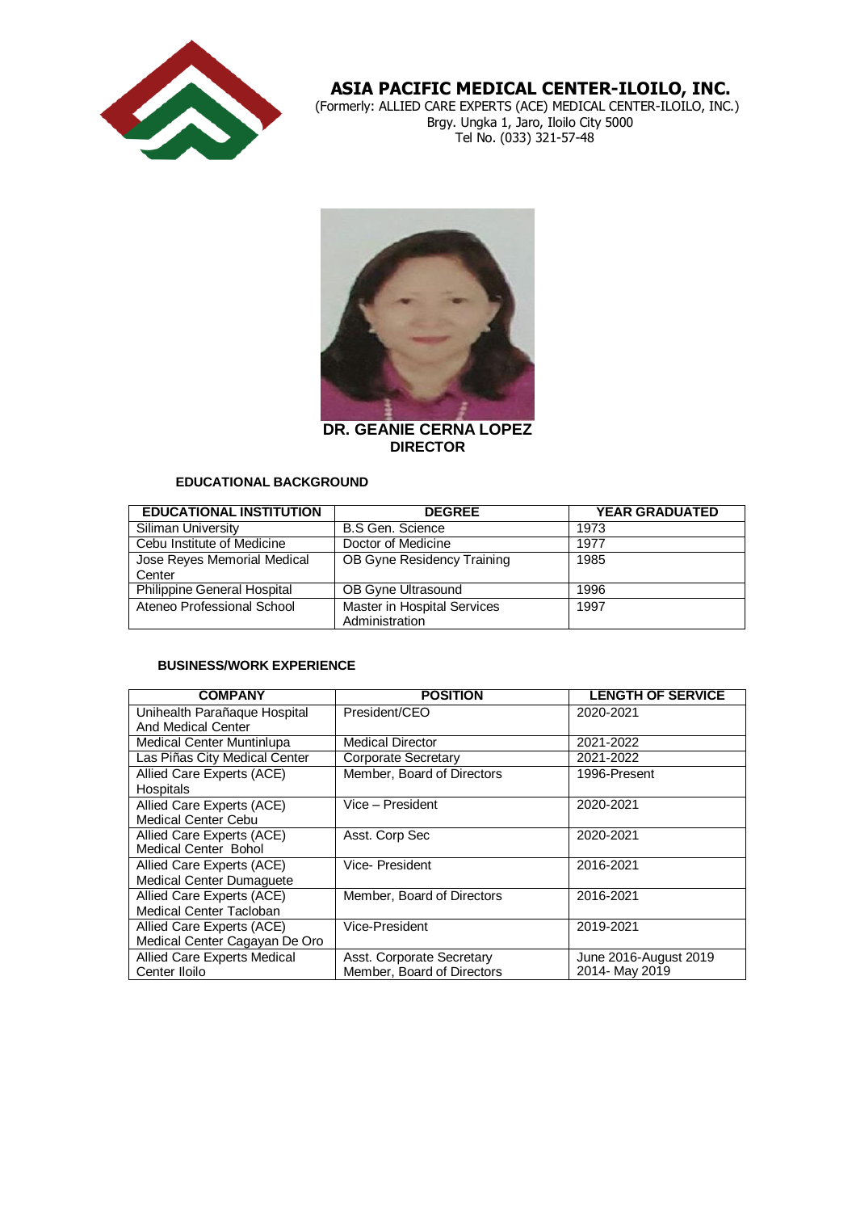# ASIA PACIFIC MEDICAL CENTER-ILOILO, INC.

(Formerly: ALLIED CARE EXPERTS (ACE) MEDICAL CENTER-ILOILO, INC.)
Brgy. Ungka 1, Jaro, Iloilo City 5000
Tel No. (033) 321-57-48

**DR. GEANIE CERNA LOPEZ**
**DIRECTOR**

### EDUCATIONAL BACKGROUND

| EDUCATIONAL INSTITUTION | DEGREE | YEAR GRADUATED |
|---|---|---|
| Siliman University | B.S Gen. Science | 1973 |
| Cebu Institute of Medicine | Doctor of Medicine | 1977 |
| Jose Reyes Memorial Medical Center | OB Gyne Residency Training | 1985 |
| Philippine General Hospital | OB Gyne Ultrasound | 1996 |
| Ateneo Professional School | Master in Hospital Services Administration | 1997 |

### BUSINESS/WORK EXPERIENCE

| COMPANY | POSITION | LENGTH OF SERVICE |
|---|---|---|
| Unihealth Parañaque Hospital And Medical Center | President/CEO | 2020-2021 |
| Medical Center Muntinlupa | Medical Director | 2021-2022 |
| Las Piñas City Medical Center | Corporate Secretary | 2021-2022 |
| Allied Care Experts (ACE) Hospitals | Member, Board of Directors | 1996-Present |
| Allied Care Experts (ACE) Medical Center Cebu | Vice – President | 2020-2021 |
| Allied Care Experts (ACE) Medical Center Bohol | Asst. Corp Sec | 2020-2021 |
| Allied Care Experts (ACE) Medical Center Dumaguete | Vice- President | 2016-2021 |
| Allied Care Experts (ACE) Medical Center Tacloban | Member, Board of Directors | 2016-2021 |
| Allied Care Experts (ACE) Medical Center Cagayan De Oro | Vice-President | 2019-2021 |
| Allied Care Experts Medical Center Iloilo | Asst. Corporate Secretary<br>Member, Board of Directors | June 2016-August 2019<br>2014- May 2019 |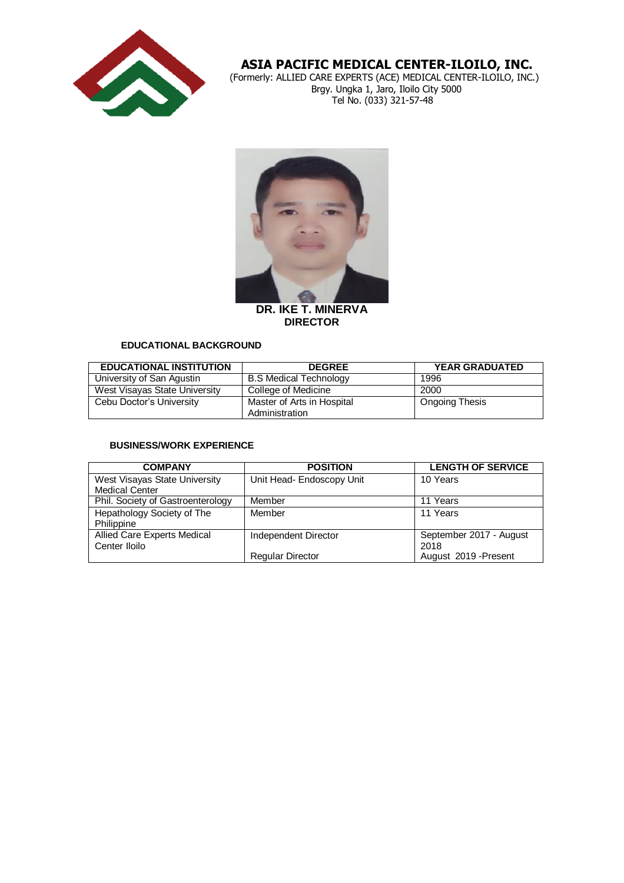# ASIA PACIFIC MEDICAL CENTER-ILOILO, INC.

(Formerly: ALLIED CARE EXPERTS (ACE) MEDICAL CENTER-ILOILO, INC.)
Brgy. Ungka 1, Jaro, Iloilo City 5000
Tel No. (033) 321-57-48

**DR. IKE T. MINERVA**
**DIRECTOR**

### EDUCATIONAL BACKGROUND

| EDUCATIONAL INSTITUTION | DEGREE | YEAR GRADUATED |
|---|---|---|
| University of San Agustin | B.S Medical Technology | 1996 |
| West Visayas State University | College of Medicine | 2000 |
| Cebu Doctor's University | Master of Arts in Hospital Administration | Ongoing Thesis |

### BUSINESS/WORK EXPERIENCE

| COMPANY | POSITION | LENGTH OF SERVICE |
|---|---|---|
| West Visayas State University Medical Center | Unit Head- Endoscopy Unit | 10 Years |
| Phil. Society of Gastroenterology | Member | 11 Years |
| Hepathology Society of The Philippine | Member | 11 Years |
| Allied Care Experts Medical Center Iloilo | Independent Director<br><br>Regular Director | September 2017 - August 2018<br>August 2019 -Present |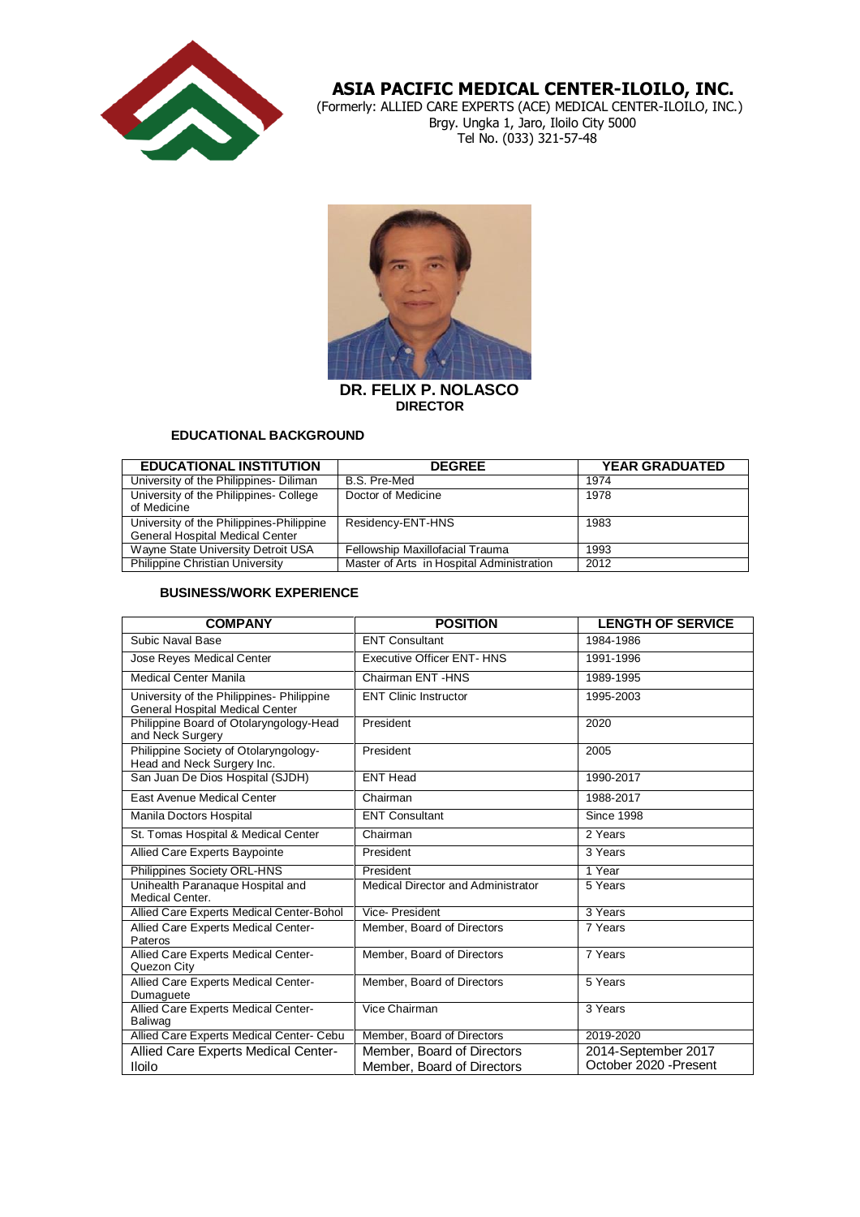# ASIA PACIFIC MEDICAL CENTER-ILOILO, INC.

(Formerly: ALLIED CARE EXPERTS (ACE) MEDICAL CENTER-ILOILO, INC.)
Brgy. Ungka 1, Jaro, Iloilo City 5000
Tel No. (033) 321-57-48

**DR. FELIX P. NOLASCO**
**DIRECTOR**

### EDUCATIONAL BACKGROUND

| EDUCATIONAL INSTITUTION | DEGREE | YEAR GRADUATED |
|---|---|---|
| University of the Philippines- Diliman | B.S. Pre-Med | 1974 |
| University of the Philippines- College of Medicine | Doctor of Medicine | 1978 |
| University of the Philippines-Philippine General Hospital Medical Center | Residency-ENT-HNS | 1983 |
| Wayne State University Detroit USA | Fellowship Maxillofacial Trauma | 1993 |
| Philippine Christian University | Master of Arts in Hospital Administration | 2012 |

### BUSINESS/WORK EXPERIENCE

| COMPANY | POSITION | LENGTH OF SERVICE |
|---|---|---|
| Subic Naval Base | ENT Consultant | 1984-1986 |
| Jose Reyes Medical Center | Executive Officer ENT- HNS | 1991-1996 |
| Medical Center Manila | Chairman ENT -HNS | 1989-1995 |
| University of the Philippines- Philippine General Hospital Medical Center | ENT Clinic Instructor | 1995-2003 |
| Philippine Board of Otolaryngology-Head and Neck Surgery | President | 2020 |
| Philippine Society of Otolaryngology-Head and Neck Surgery Inc. | President | 2005 |
| San Juan De Dios Hospital (SJDH) | ENT Head | 1990-2017 |
| East Avenue Medical Center | Chairman | 1988-2017 |
| Manila Doctors Hospital | ENT Consultant | Since 1998 |
| St. Tomas Hospital & Medical Center | Chairman | 2 Years |
| Allied Care Experts Baypointe | President | 3 Years |
| Philippines Society ORL-HNS | President | 1 Year |
| Unihealth Paranaque Hospital and Medical Center. | Medical Director and Administrator | 5 Years |
| Allied Care Experts Medical Center-Bohol | Vice- President | 3 Years |
| Allied Care Experts Medical Center-Pateros | Member, Board of Directors | 7 Years |
| Allied Care Experts Medical Center-Quezon City | Member, Board of Directors | 7 Years |
| Allied Care Experts Medical Center-Dumaguete | Member, Board of Directors | 5 Years |
| Allied Care Experts Medical Center-Baliwag | Vice Chairman | 3 Years |
| Allied Care Experts Medical Center- Cebu | Member, Board of Directors | 2019-2020 |
| Allied Care Experts Medical Center-Iloilo | Member, Board of Directors<br>Member, Board of Directors | 2014-September 2017<br>October 2020 -Present |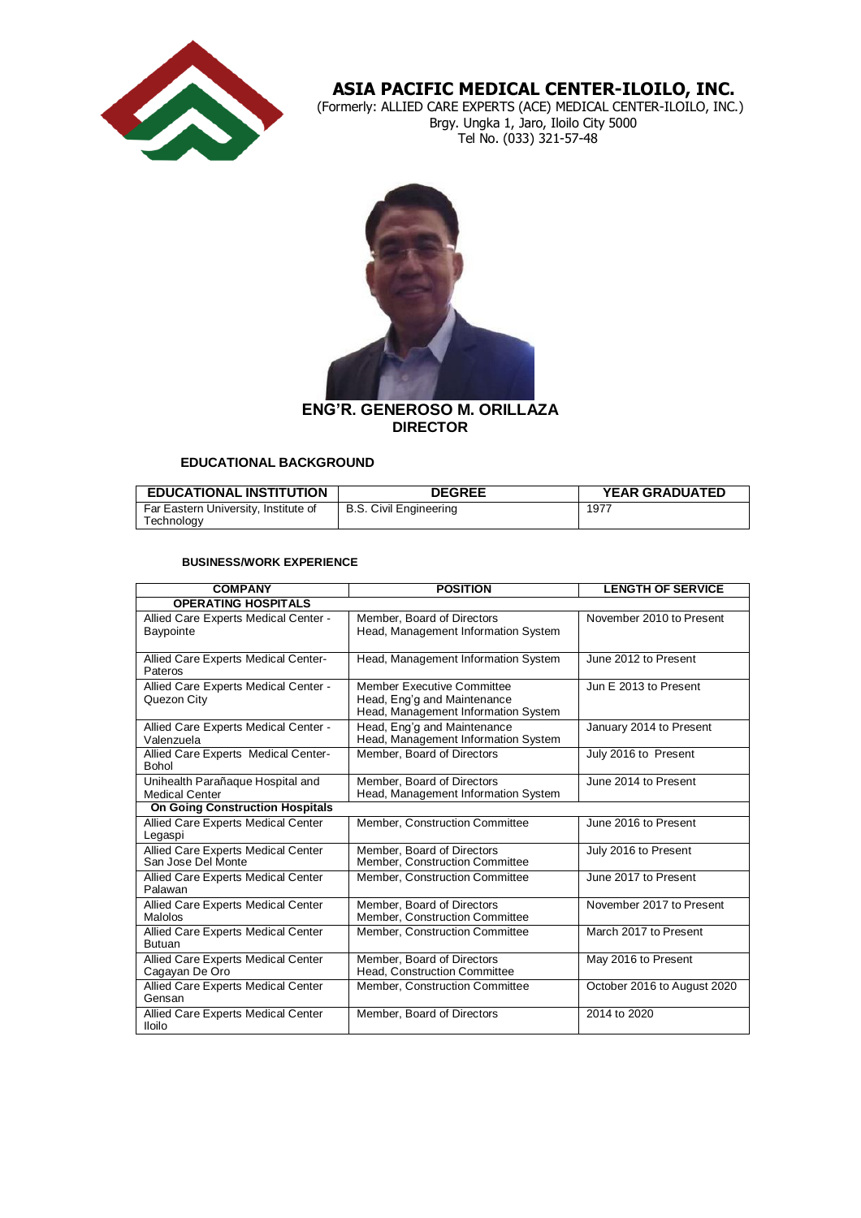# ASIA PACIFIC MEDICAL CENTER-ILOILO, INC.

(Formerly: ALLIED CARE EXPERTS (ACE) MEDICAL CENTER-ILOILO, INC.)
Brgy. Ungka 1, Jaro, Iloilo City 5000
Tel No. (033) 321-57-48

**ENG'R. GENEROSO M. ORILLAZA**
**DIRECTOR**

## EDUCATIONAL BACKGROUND

| EDUCATIONAL INSTITUTION | DEGREE | YEAR GRADUATED |
|---|---|---|
| Far Eastern University, Institute of Technology | B.S. Civil Engineering | 1977 |

## BUSINESS/WORK EXPERIENCE

| COMPANY | POSITION | LENGTH OF SERVICE |
|---|---|---|
| **OPERATING HOSPITALS** | | |
| Allied Care Experts Medical Center - Baypointe | Member, Board of Directors<br>Head, Management Information System | November 2010 to Present |
| Allied Care Experts Medical Center- Pateros | Head, Management Information System | June 2012 to Present |
| Allied Care Experts Medical Center - Quezon City | Member Executive Committee<br>Head, Eng'g and Maintenance<br>Head, Management Information System | Jun E 2013 to Present |
| Allied Care Experts Medical Center - Valenzuela | Head, Eng'g and Maintenance<br>Head, Management Information System | January 2014 to Present |
| Allied Care Experts Medical Center- Bohol | Member, Board of Directors | July 2016 to Present |
| Unihealth Parañaque Hospital and Medical Center | Member, Board of Directors<br>Head, Management Information System | June 2014 to Present |
| **On Going Construction Hospitals** | | |
| Allied Care Experts Medical Center Legaspi | Member, Construction Committee | June 2016 to Present |
| Allied Care Experts Medical Center San Jose Del Monte | Member, Board of Directors<br>Member, Construction Committee | July 2016 to Present |
| Allied Care Experts Medical Center Palawan | Member, Construction Committee | June 2017 to Present |
| Allied Care Experts Medical Center Malolos | Member, Board of Directors<br>Member, Construction Committee | November 2017 to Present |
| Allied Care Experts Medical Center Butuan | Member, Construction Committee | March 2017 to Present |
| Allied Care Experts Medical Center Cagayan De Oro | Member, Board of Directors<br>Head, Construction Committee | May 2016 to Present |
| Allied Care Experts Medical Center Gensan | Member, Construction Committee | October 2016 to August 2020 |
| Allied Care Experts Medical Center Iloilo | Member, Board of Directors | 2014 to 2020 |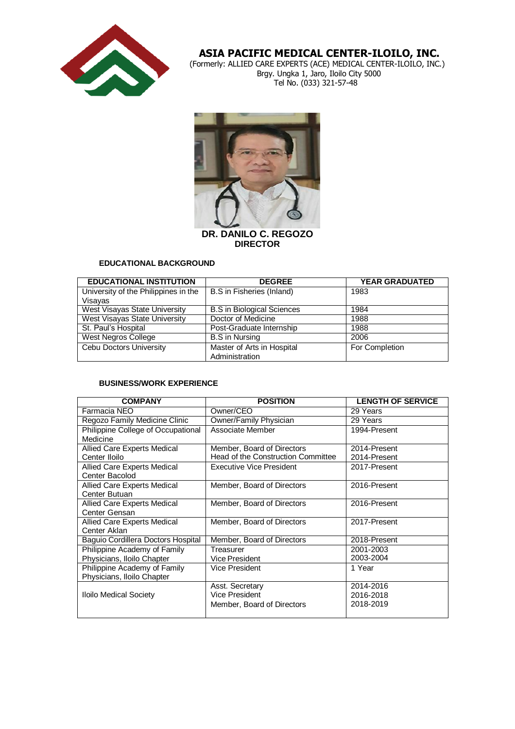# ASIA PACIFIC MEDICAL CENTER-ILOILO, INC.

(Formerly: ALLIED CARE EXPERTS (ACE) MEDICAL CENTER-ILOILO, INC.)
Brgy. Ungka 1, Jaro, Iloilo City 5000
Tel No. (033) 321-57-48

**DR. DANILO C. REGOZO**
**DIRECTOR**

### EDUCATIONAL BACKGROUND

| EDUCATIONAL INSTITUTION | DEGREE | YEAR GRADUATED |
|---|---|---|
| University of the Philippines in the Visayas | B.S in Fisheries (Inland) | 1983 |
| West Visayas State University | B.S in Biological Sciences | 1984 |
| West Visayas State University | Doctor of Medicine | 1988 |
| St. Paul's Hospital | Post-Graduate Internship | 1988 |
| West Negros College | B.S in Nursing | 2006 |
| Cebu Doctors University | Master of Arts in Hospital Administration | For Completion |

### BUSINESS/WORK EXPERIENCE

| COMPANY | POSITION | LENGTH OF SERVICE |
|---|---|---|
| Farmacia NEO | Owner/CEO | 29 Years |
| Regozo Family Medicine Clinic | Owner/Family Physician | 29 Years |
| Philippine College of Occupational Medicine | Associate Member | 1994-Present |
| Allied Care Experts Medical Center Iloilo | Member, Board of Directors<br>Head of the Construction Committee | 2014-Present<br>2014-Present |
| Allied Care Experts Medical Center Bacolod | Executive Vice President | 2017-Present |
| Allied Care Experts Medical Center Butuan | Member, Board of Directors | 2016-Present |
| Allied Care Experts Medical Center Gensan | Member, Board of Directors | 2016-Present |
| Allied Care Experts Medical Center Aklan | Member, Board of Directors | 2017-Present |
| Baguio Cordillera Doctors Hospital | Member, Board of Directors | 2018-Present |
| Philippine Academy of Family Physicians, Iloilo Chapter | Treasurer<br>Vice President | 2001-2003<br>2003-2004 |
| Philippine Academy of Family Physicians, Iloilo Chapter | Vice President | 1 Year |
| Iloilo Medical Society | Asst. Secretary<br>Vice President<br>Member, Board of Directors | 2014-2016<br>2016-2018<br>2018-2019 |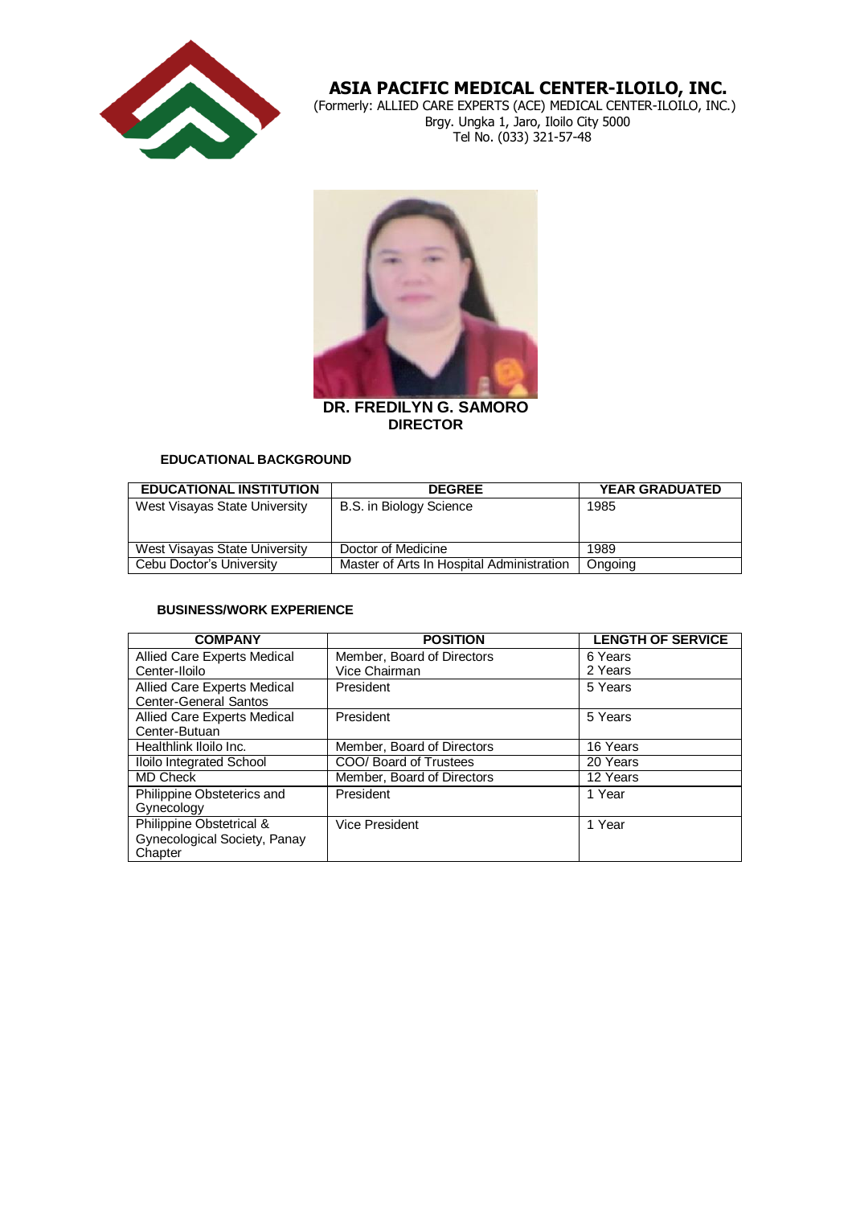# ASIA PACIFIC MEDICAL CENTER-ILOILO, INC.

(Formerly: ALLIED CARE EXPERTS (ACE) MEDICAL CENTER-ILOILO, INC.)
Brgy. Ungka 1, Jaro, Iloilo City 5000
Tel No. (033) 321-57-48

**DR. FREDILYN G. SAMORO**
**DIRECTOR**

### EDUCATIONAL BACKGROUND

| EDUCATIONAL INSTITUTION | DEGREE | YEAR GRADUATED |
|---|---|---|
| West Visayas State University | B.S. in Biology Science | 1985 |
| West Visayas State University | Doctor of Medicine | 1989 |
| Cebu Doctor's University | Master of Arts In Hospital Administration | Ongoing |

### BUSINESS/WORK EXPERIENCE

| COMPANY | POSITION | LENGTH OF SERVICE |
|---|---|---|
| Allied Care Experts Medical Center-Iloilo | Member, Board of Directors<br>Vice Chairman | 6 Years<br>2 Years |
| Allied Care Experts Medical Center-General Santos | President | 5 Years |
| Allied Care Experts Medical Center-Butuan | President | 5 Years |
| Healthlink Iloilo Inc. | Member, Board of Directors | 16 Years |
| Iloilo Integrated School | COO/ Board of Trustees | 20 Years |
| MD Check | Member, Board of Directors | 12 Years |
| Philippine Obstetrics and Gynecology | President | 1 Year |
| Philippine Obstetrical & Gynecological Society, Panay Chapter | Vice President | 1 Year |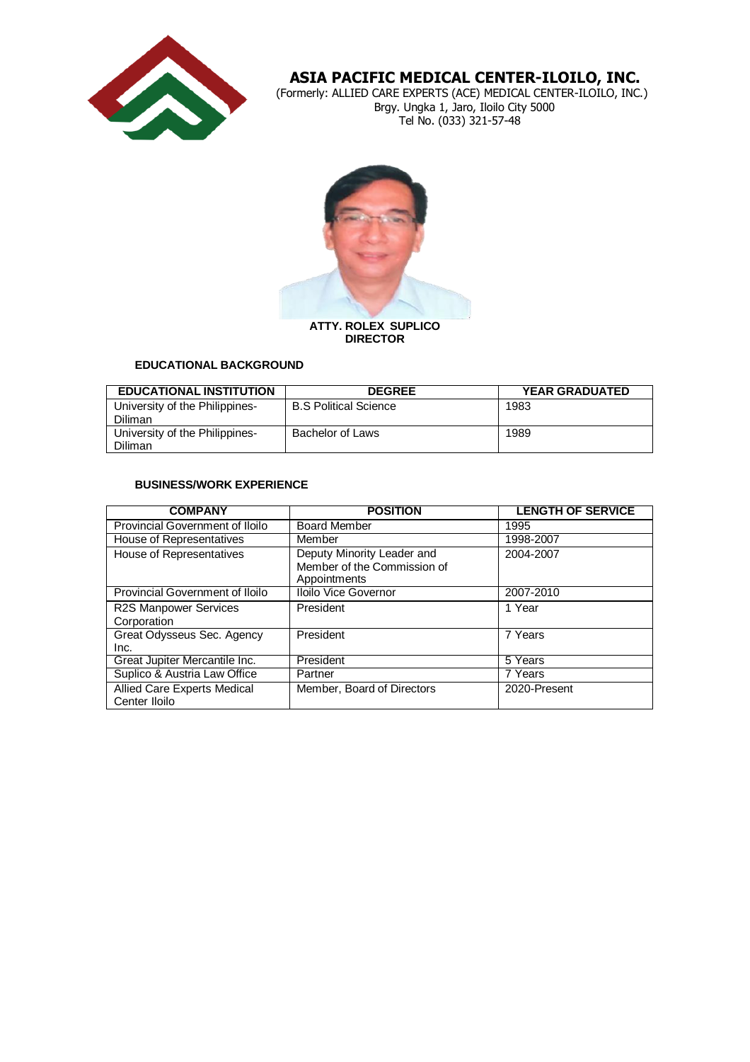# ASIA PACIFIC MEDICAL CENTER-ILOILO, INC.

(Formerly: ALLIED CARE EXPERTS (ACE) MEDICAL CENTER-ILOILO, INC.)
Brgy. Ungka 1, Jaro, Iloilo City 5000
Tel No. (033) 321-57-48

**ATTY. ROLEX SUPLICO**
**DIRECTOR**

### EDUCATIONAL BACKGROUND

| EDUCATIONAL INSTITUTION | DEGREE | YEAR GRADUATED |
|---|---|---|
| University of the Philippines-Diliman | B.S Political Science | 1983 |
| University of the Philippines-Diliman | Bachelor of Laws | 1989 |

### BUSINESS/WORK EXPERIENCE

| COMPANY | POSITION | LENGTH OF SERVICE |
|---|---|---|
| Provincial Government of Iloilo | Board Member | 1995 |
| House of Representatives | Member | 1998-2007 |
| House of Representatives | Deputy Minority Leader and Member of the Commission of Appointments | 2004-2007 |
| Provincial Government of Iloilo | Iloilo Vice Governor | 2007-2010 |
| R2S Manpower Services Corporation | President | 1 Year |
| Great Odysseus Sec. Agency Inc. | President | 7 Years |
| Great Jupiter Mercantile Inc. | President | 5 Years |
| Suplico & Austria Law Office | Partner | 7 Years |
| Allied Care Experts Medical Center Iloilo | Member, Board of Directors | 2020-Present |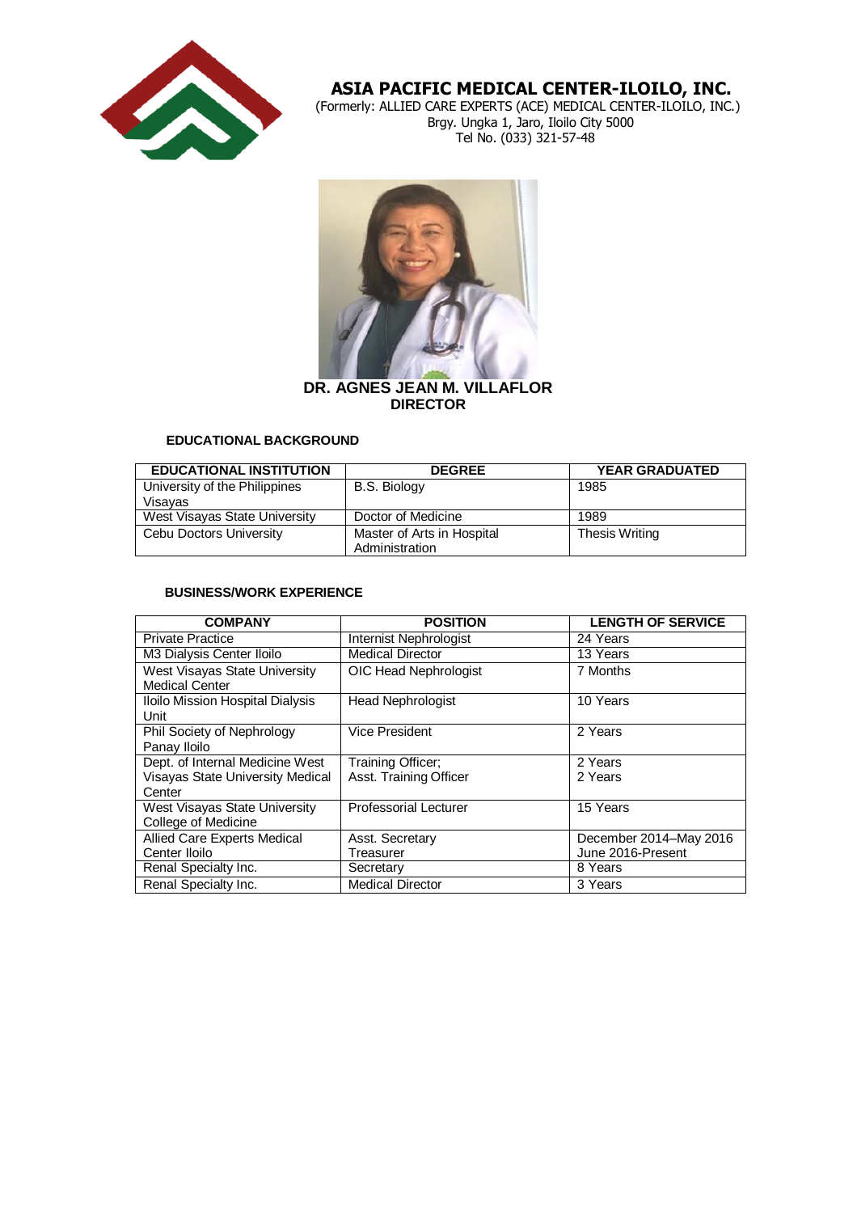# ASIA PACIFIC MEDICAL CENTER-ILOILO, INC.

(Formerly: ALLIED CARE EXPERTS (ACE) MEDICAL CENTER-ILOILO, INC.)
Brgy. Ungka 1, Jaro, Iloilo City 5000
Tel No. (033) 321-57-48

**DR. AGNES JEAN M. VILLAFLOR**
**DIRECTOR**

### EDUCATIONAL BACKGROUND

| EDUCATIONAL INSTITUTION | DEGREE | YEAR GRADUATED |
|---|---|---|
| University of the Philippines Visayas | B.S. Biology | 1985 |
| West Visayas State University | Doctor of Medicine | 1989 |
| Cebu Doctors University | Master of Arts in Hospital Administration | Thesis Writing |

### BUSINESS/WORK EXPERIENCE

| COMPANY | POSITION | LENGTH OF SERVICE |
|---|---|---|
| Private Practice | Internist Nephrologist | 24 Years |
| M3 Dialysis Center Iloilo | Medical Director | 13 Years |
| West Visayas State University Medical Center | OIC Head Nephrologist | 7 Months |
| Iloilo Mission Hospital Dialysis Unit | Head Nephrologist | 10 Years |
| Phil Society of Nephrology Panay Iloilo | Vice President | 2 Years |
| Dept. of Internal Medicine West Visayas State University Medical Center | Training Officer;<br>Asst. Training Officer | 2 Years<br>2 Years |
| West Visayas State University College of Medicine | Professorial Lecturer | 15 Years |
| Allied Care Experts Medical Center Iloilo | Asst. Secretary<br>Treasurer | December 2014–May 2016<br>June 2016-Present |
| Renal Specialty Inc. | Secretary | 8 Years |
| Renal Specialty Inc. | Medical Director | 3 Years |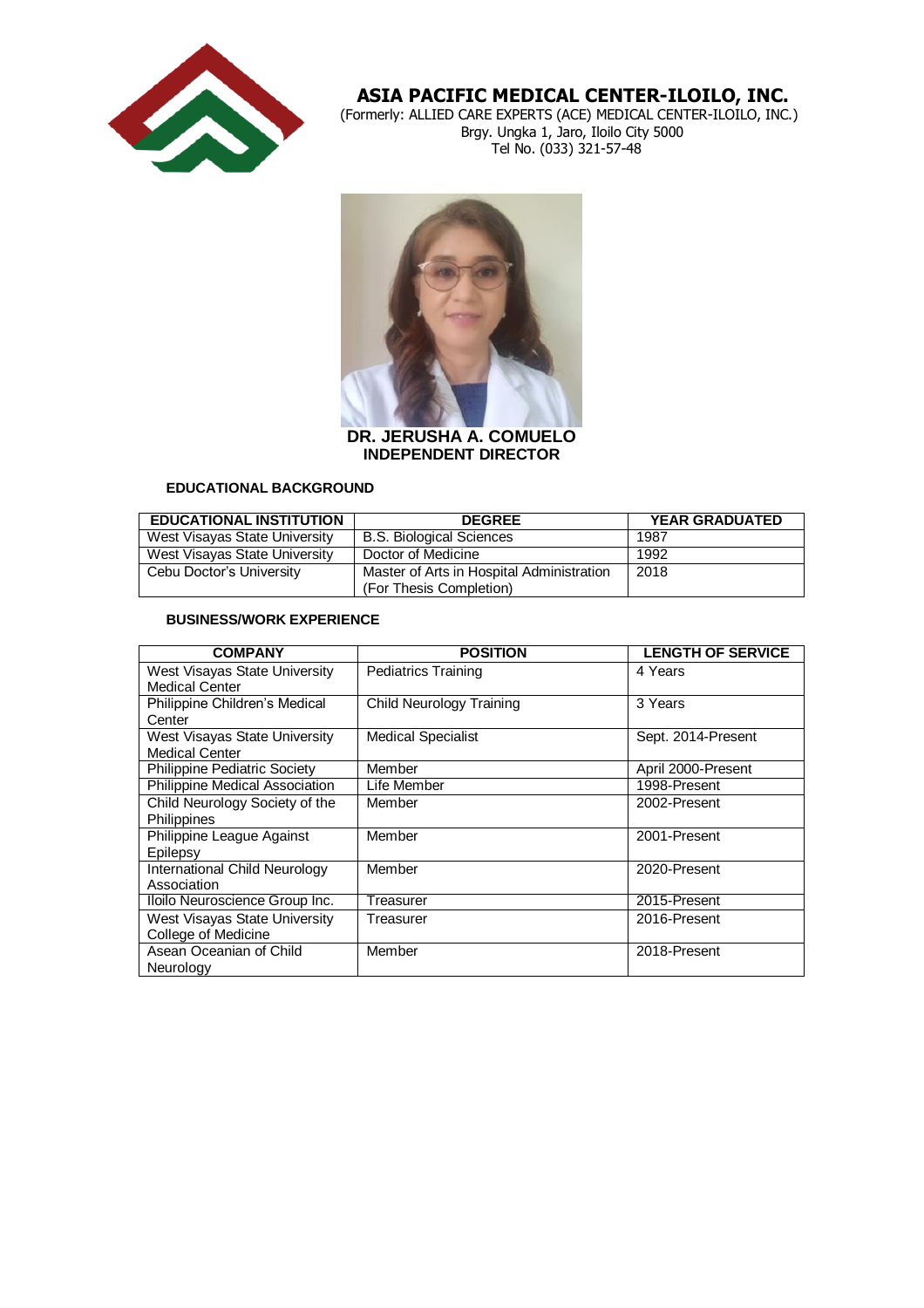# ASIA PACIFIC MEDICAL CENTER-ILOILO, INC.

(Formerly: ALLIED CARE EXPERTS (ACE) MEDICAL CENTER-ILOILO, INC.)
Brgy. Ungka 1, Jaro, Iloilo City 5000
Tel No. (033) 321-57-48

**DR. JERUSHA A. COMUELO**
**INDEPENDENT DIRECTOR**

### EDUCATIONAL BACKGROUND

| EDUCATIONAL INSTITUTION | DEGREE | YEAR GRADUATED |
|---|---|---|
| West Visayas State University | B.S. Biological Sciences | 1987 |
| West Visayas State University | Doctor of Medicine | 1992 |
| Cebu Doctor's University | Master of Arts in Hospital Administration (For Thesis Completion) | 2018 |

### BUSINESS/WORK EXPERIENCE

| COMPANY | POSITION | LENGTH OF SERVICE |
|---|---|---|
| West Visayas State University Medical Center | Pediatrics Training | 4 Years |
| Philippine Children's Medical Center | Child Neurology Training | 3 Years |
| West Visayas State University Medical Center | Medical Specialist | Sept. 2014-Present |
| Philippine Pediatric Society | Member | April 2000-Present |
| Philippine Medical Association | Life Member | 1998-Present |
| Child Neurology Society of the Philippines | Member | 2002-Present |
| Philippine League Against Epilepsy | Member | 2001-Present |
| International Child Neurology Association | Member | 2020-Present |
| Iloilo Neuroscience Group Inc. | Treasurer | 2015-Present |
| West Visayas State University College of Medicine | Treasurer | 2016-Present |
| Asean Oceanian of Child Neurology | Member | 2018-Present |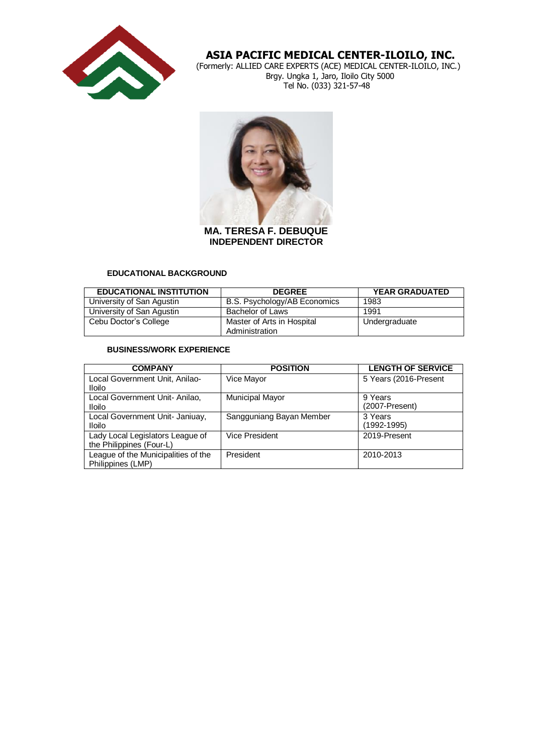# ASIA PACIFIC MEDICAL CENTER-ILOILO, INC.

(Formerly: ALLIED CARE EXPERTS (ACE) MEDICAL CENTER-ILOILO, INC.)
Brgy. Ungka 1, Jaro, Iloilo City 5000
Tel No. (033) 321-57-48

**MA. TERESA F. DEBUQUE**
**INDEPENDENT DIRECTOR**

### EDUCATIONAL BACKGROUND

| EDUCATIONAL INSTITUTION | DEGREE | YEAR GRADUATED |
|---|---|---|
| University of San Agustin | B.S. Psychology/AB Economics | 1983 |
| University of San Agustin | Bachelor of Laws | 1991 |
| Cebu Doctor's College | Master of Arts in Hospital Administration | Undergraduate |

### BUSINESS/WORK EXPERIENCE

| COMPANY | POSITION | LENGTH OF SERVICE |
|---|---|---|
| Local Government Unit, Anilao-Iloilo | Vice Mayor | 5 Years (2016-Present |
| Local Government Unit- Anilao, Iloilo | Municipal Mayor | 9 Years (2007-Present) |
| Local Government Unit- Janiuay, Iloilo | Sangguniang Bayan Member | 3 Years (1992-1995) |
| Lady Local Legislators League of the Philippines (Four-L) | Vice President | 2019-Present |
| League of the Municipalities of the Philippines (LMP) | President | 2010-2013 |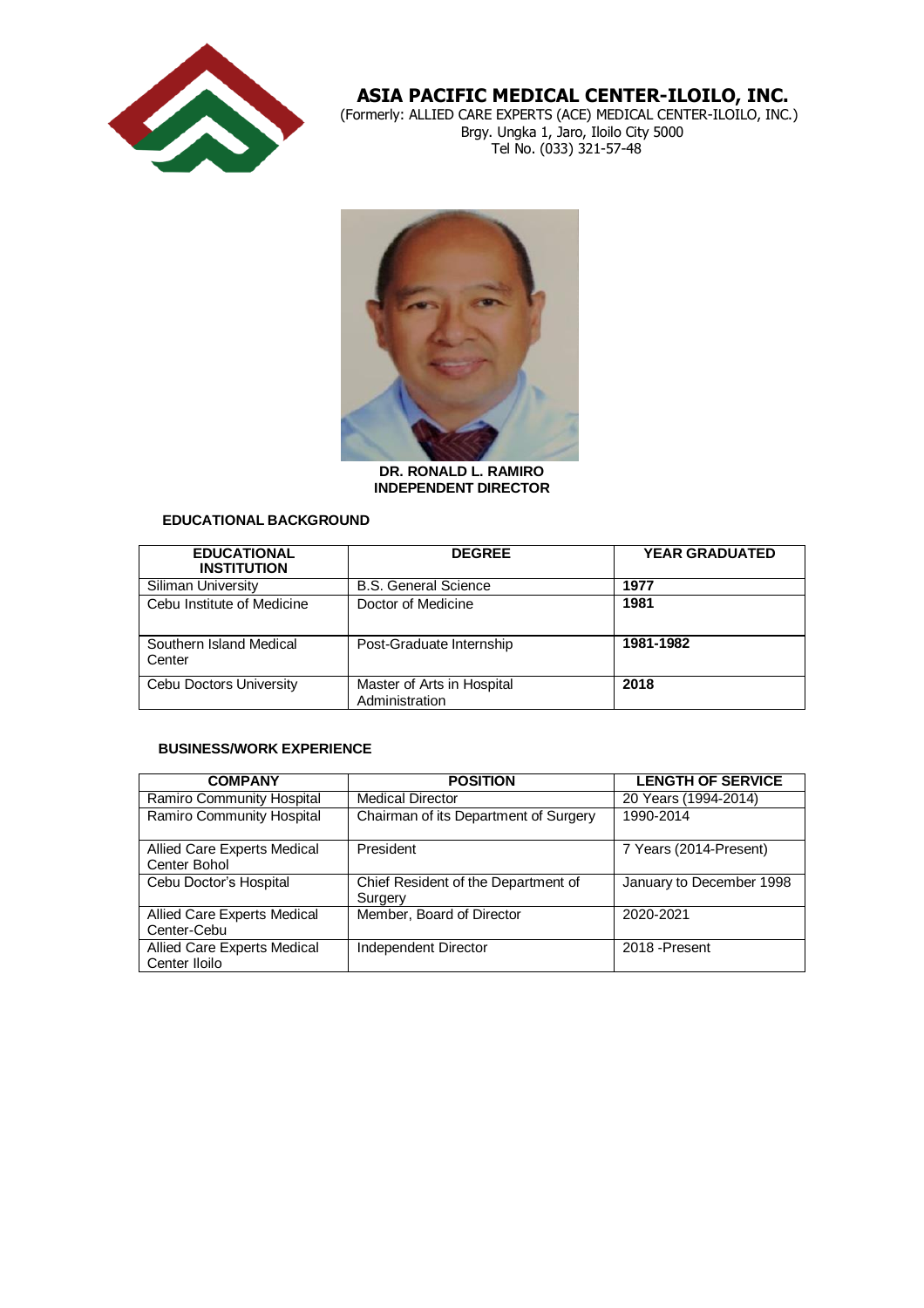# ASIA PACIFIC MEDICAL CENTER-ILOILO, INC.

(Formerly: ALLIED CARE EXPERTS (ACE) MEDICAL CENTER-ILOILO, INC.)
Brgy. Ungka 1, Jaro, Iloilo City 5000
Tel No. (033) 321-57-48

**DR. RONALD L. RAMIRO**
**INDEPENDENT DIRECTOR**

### EDUCATIONAL BACKGROUND

| EDUCATIONAL INSTITUTION | DEGREE | YEAR GRADUATED |
|---|---|---|
| Siliman University | B.S. General Science | **1977** |
| Cebu Institute of Medicine | Doctor of Medicine | **1981** |
| Southern Island Medical Center | Post-Graduate Internship | **1981-1982** |
| Cebu Doctors University | Master of Arts in Hospital Administration | **2018** |

### BUSINESS/WORK EXPERIENCE

| COMPANY | POSITION | LENGTH OF SERVICE |
|---|---|---|
| Ramiro Community Hospital | Medical Director | 20 Years (1994-2014) |
| Ramiro Community Hospital | Chairman of its Department of Surgery | 1990-2014 |
| Allied Care Experts Medical Center Bohol | President | 7 Years (2014-Present) |
| Cebu Doctor's Hospital | Chief Resident of the Department of Surgery | January to December 1998 |
| Allied Care Experts Medical Center-Cebu | Member, Board of Director | 2020-2021 |
| Allied Care Experts Medical Center Iloilo | Independent Director | 2018 -Present |